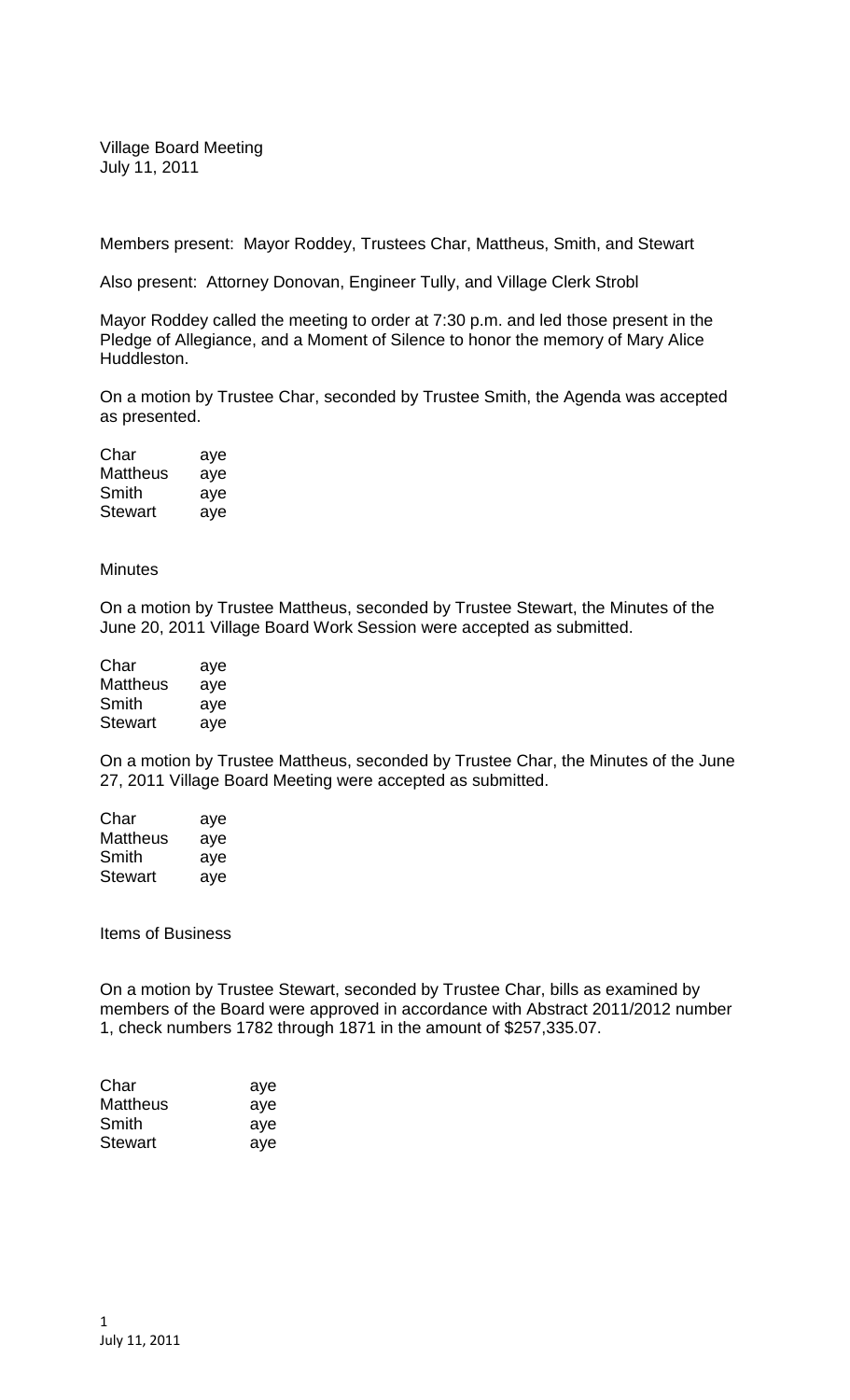Village Board Meeting
July 11, 2011

Members present: Mayor Roddey, Trustees Char, Mattheus, Smith, and Stewart

Also present: Attorney Donovan, Engineer Tully, and Village Clerk Strobl

Mayor Roddey called the meeting to order at 7:30 p.m. and led those present in the Pledge of Allegiance, and a Moment of Silence to honor the memory of Mary Alice Huddleston.

On a motion by Trustee Char, seconded by Trustee Smith, the Agenda was accepted as presented.

| | |
|---|---|
| Char | aye |
| Mattheus | aye |
| Smith | aye |
| Stewart | aye |

Minutes

On a motion by Trustee Mattheus, seconded by Trustee Stewart, the Minutes of the June 20, 2011 Village Board Work Session were accepted as submitted.

| | |
|---|---|
| Char | aye |
| Mattheus | aye |
| Smith | aye |
| Stewart | aye |

On a motion by Trustee Mattheus, seconded by Trustee Char, the Minutes of the June 27, 2011 Village Board Meeting were accepted as submitted.

| | |
|---|---|
| Char | aye |
| Mattheus | aye |
| Smith | aye |
| Stewart | aye |

Items of Business

On a motion by Trustee Stewart, seconded by Trustee Char, bills as examined by members of the Board were approved in accordance with Abstract 2011/2012 number 1, check numbers 1782 through 1871 in the amount of $257,335.07.

| | |
|---|---|
| Char | aye |
| Mattheus | aye |
| Smith | aye |
| Stewart | aye |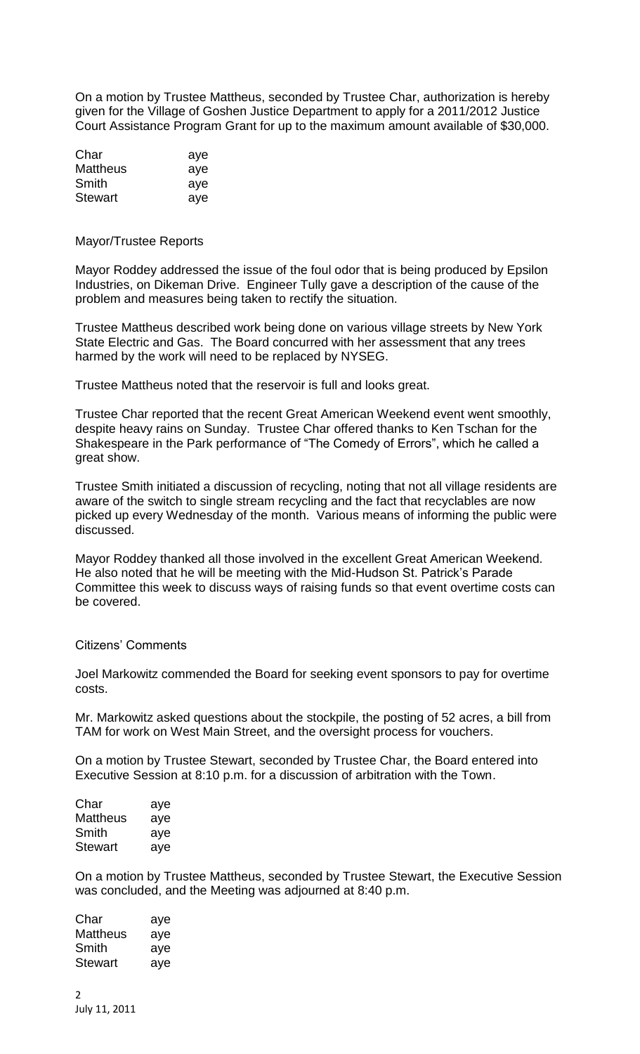On a motion by Trustee Mattheus, seconded by Trustee Char, authorization is hereby given for the Village of Goshen Justice Department to apply for a 2011/2012 Justice Court Assistance Program Grant for up to the maximum amount available of $30,000.

| | |
|---|---|
| Char | aye |
| Mattheus | aye |
| Smith | aye |
| Stewart | aye |

Mayor/Trustee Reports

Mayor Roddey addressed the issue of the foul odor that is being produced by Epsilon Industries, on Dikeman Drive. Engineer Tully gave a description of the cause of the problem and measures being taken to rectify the situation.

Trustee Mattheus described work being done on various village streets by New York State Electric and Gas. The Board concurred with her assessment that any trees harmed by the work will need to be replaced by NYSEG.

Trustee Mattheus noted that the reservoir is full and looks great.

Trustee Char reported that the recent Great American Weekend event went smoothly, despite heavy rains on Sunday. Trustee Char offered thanks to Ken Tschan for the Shakespeare in the Park performance of "The Comedy of Errors", which he called a great show.

Trustee Smith initiated a discussion of recycling, noting that not all village residents are aware of the switch to single stream recycling and the fact that recyclables are now picked up every Wednesday of the month. Various means of informing the public were discussed.

Mayor Roddey thanked all those involved in the excellent Great American Weekend. He also noted that he will be meeting with the Mid-Hudson St. Patrick's Parade Committee this week to discuss ways of raising funds so that event overtime costs can be covered.

Citizens' Comments

Joel Markowitz commended the Board for seeking event sponsors to pay for overtime costs.

Mr. Markowitz asked questions about the stockpile, the posting of 52 acres, a bill from TAM for work on West Main Street, and the oversight process for vouchers.

On a motion by Trustee Stewart, seconded by Trustee Char, the Board entered into Executive Session at 8:10 p.m. for a discussion of arbitration with the Town.

| | |
|---|---|
| Char | aye |
| Mattheus | aye |
| Smith | aye |
| Stewart | aye |

On a motion by Trustee Mattheus, seconded by Trustee Stewart, the Executive Session was concluded, and the Meeting was adjourned at 8:40 p.m.

| | |
|---|---|
| Char | aye |
| Mattheus | aye |
| Smith | aye |
| Stewart | aye |

July 11, 2011